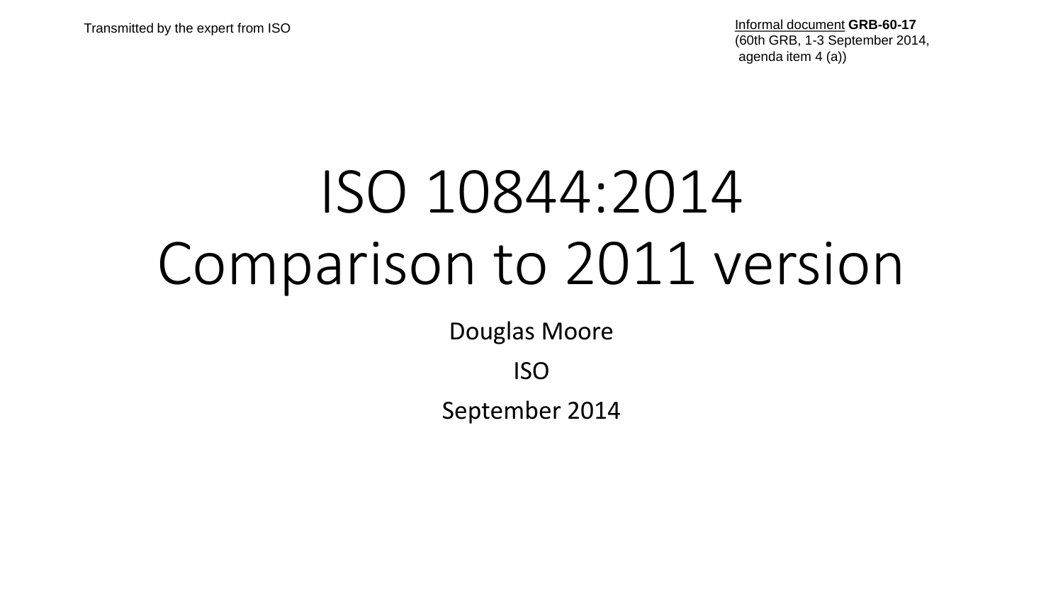Transmitted by the expert from ISO

Informal document **GRB-60-17**
(60th GRB, 1-3 September 2014,
agenda item 4 (a))

# ISO 10844:2014 Comparison to 2011 version

Douglas Moore

ISO

September 2014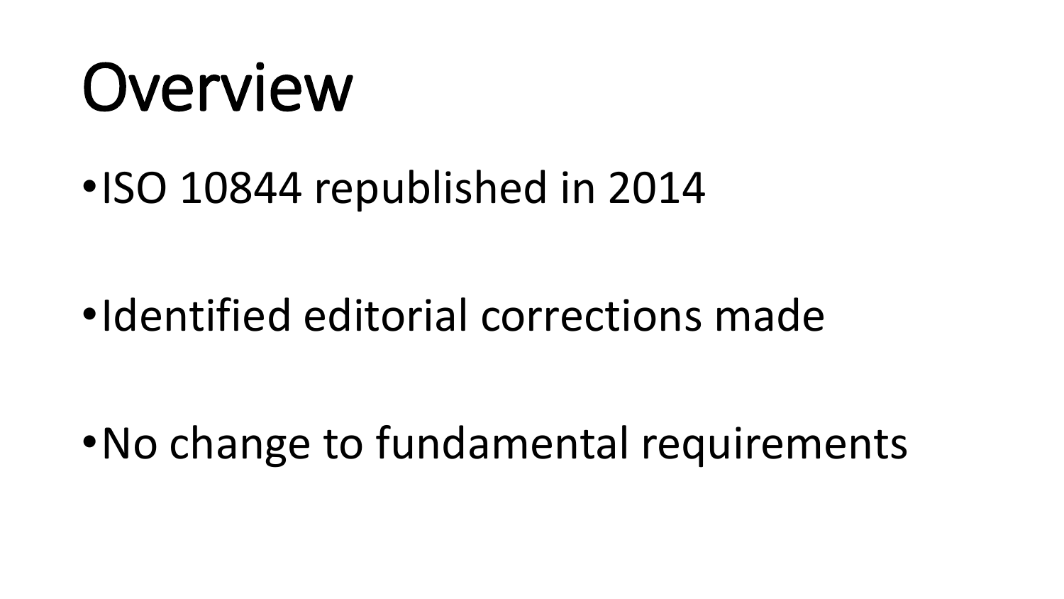# Overview

- ISO 10844 republished in 2014
- Identified editorial corrections made
- No change to fundamental requirements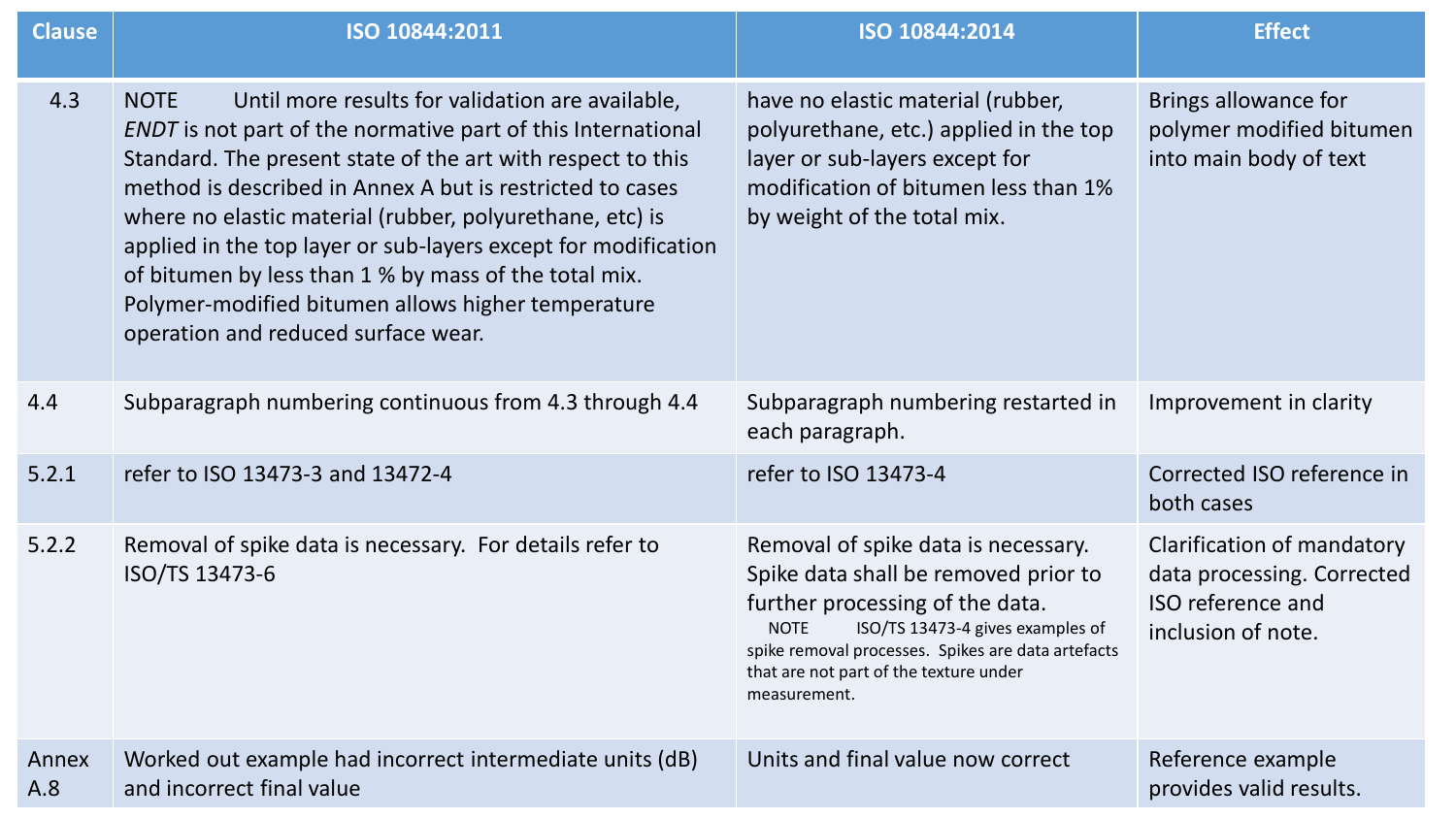| Clause | ISO 10844:2011 | ISO 10844:2014 | Effect |
|---|---|---|---|
| 4.3 | NOTE Until more results for validation are available, *ENDT* is not part of the normative part of this International Standard. The present state of the art with respect to this method is described in Annex A but is restricted to cases where no elastic material (rubber, polyurethane, etc) is applied in the top layer or sub-layers except for modification of bitumen by less than 1 % by mass of the total mix. Polymer-modified bitumen allows higher temperature operation and reduced surface wear. | have no elastic material (rubber, polyurethane, etc.) applied in the top layer or sub-layers except for modification of bitumen less than 1% by weight of the total mix. | Brings allowance for polymer modified bitumen into main body of text |
| 4.4 | Subparagraph numbering continuous from 4.3 through 4.4 | Subparagraph numbering restarted in each paragraph. | Improvement in clarity |
| 5.2.1 | refer to ISO 13473-3 and 13472-4 | refer to ISO 13473-4 | Corrected ISO reference in both cases |
| 5.2.2 | Removal of spike data is necessary. For details refer to ISO/TS 13473-6 | Removal of spike data is necessary. Spike data shall be removed prior to further processing of the data. NOTE ISO/TS 13473-4 gives examples of spike removal processes. Spikes are data artefacts that are not part of the texture under measurement. | Clarification of mandatory data processing. Corrected ISO reference and inclusion of note. |
| Annex A.8 | Worked out example had incorrect intermediate units (dB) and incorrect final value | Units and final value now correct | Reference example provides valid results. |